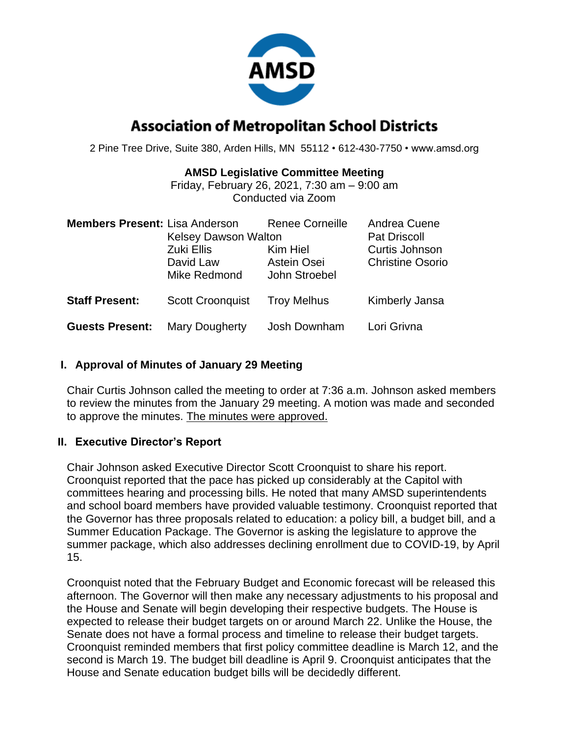# Association of Metropolitan School Districts

2 Pine Tree Drive, Suite 380, Arden Hills, MN 55112 • 612-430-7750 • www.amsd.org

**AMSD Legislative Committee Meeting**
Friday, February 26, 2021, 7:30 am – 9:00 am
Conducted via Zoom

| | | | |
|---|---|---|---|
| **Members Present:** | Lisa Anderson | Renee Corneille | Andrea Cuene |
| | Kelsey Dawson Walton | | Pat Driscoll |
| | Zuki Ellis | Kim Hiel | Curtis Johnson |
| | David Law | Astein Osei | Christine Osorio |
| | Mike Redmond | John Stroebel | |
| **Staff Present:** | Scott Croonquist | Troy Melhus | Kimberly Jansa |
| **Guests Present:** | Mary Dougherty | Josh Downham | Lori Grivna |

## I. Approval of Minutes of January 29 Meeting

Chair Curtis Johnson called the meeting to order at 7:36 a.m. Johnson asked members to review the minutes from the January 29 meeting. A motion was made and seconded to approve the minutes. <u>The minutes were approved.</u>

## II. Executive Director's Report

Chair Johnson asked Executive Director Scott Croonquist to share his report. Croonquist reported that the pace has picked up considerably at the Capitol with committees hearing and processing bills. He noted that many AMSD superintendents and school board members have provided valuable testimony. Croonquist reported that the Governor has three proposals related to education: a policy bill, a budget bill, and a Summer Education Package. The Governor is asking the legislature to approve the summer package, which also addresses declining enrollment due to COVID-19, by April 15.

Croonquist noted that the February Budget and Economic forecast will be released this afternoon. The Governor will then make any necessary adjustments to his proposal and the House and Senate will begin developing their respective budgets. The House is expected to release their budget targets on or around March 22. Unlike the House, the Senate does not have a formal process and timeline to release their budget targets. Croonquist reminded members that first policy committee deadline is March 12, and the second is March 19. The budget bill deadline is April 9. Croonquist anticipates that the House and Senate education budget bills will be decidedly different.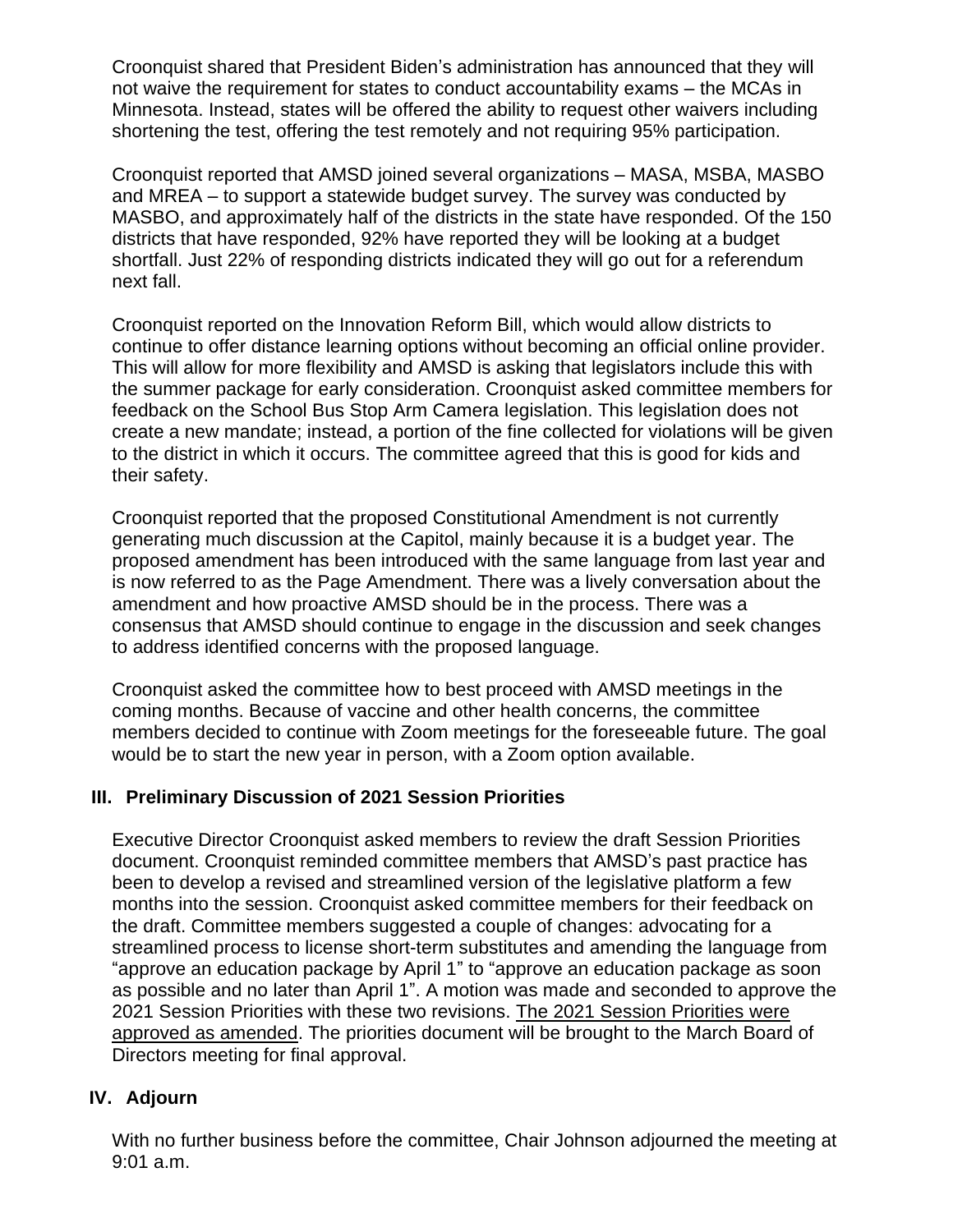Croonquist shared that President Biden's administration has announced that they will not waive the requirement for states to conduct accountability exams – the MCAs in Minnesota. Instead, states will be offered the ability to request other waivers including shortening the test, offering the test remotely and not requiring 95% participation.

Croonquist reported that AMSD joined several organizations – MASA, MSBA, MASBO and MREA – to support a statewide budget survey. The survey was conducted by MASBO, and approximately half of the districts in the state have responded. Of the 150 districts that have responded, 92% have reported they will be looking at a budget shortfall. Just 22% of responding districts indicated they will go out for a referendum next fall.

Croonquist reported on the Innovation Reform Bill, which would allow districts to continue to offer distance learning options without becoming an official online provider. This will allow for more flexibility and AMSD is asking that legislators include this with the summer package for early consideration. Croonquist asked committee members for feedback on the School Bus Stop Arm Camera legislation. This legislation does not create a new mandate; instead, a portion of the fine collected for violations will be given to the district in which it occurs. The committee agreed that this is good for kids and their safety.

Croonquist reported that the proposed Constitutional Amendment is not currently generating much discussion at the Capitol, mainly because it is a budget year. The proposed amendment has been introduced with the same language from last year and is now referred to as the Page Amendment. There was a lively conversation about the amendment and how proactive AMSD should be in the process. There was a consensus that AMSD should continue to engage in the discussion and seek changes to address identified concerns with the proposed language.

Croonquist asked the committee how to best proceed with AMSD meetings in the coming months. Because of vaccine and other health concerns, the committee members decided to continue with Zoom meetings for the foreseeable future. The goal would be to start the new year in person, with a Zoom option available.

## III. Preliminary Discussion of 2021 Session Priorities

Executive Director Croonquist asked members to review the draft Session Priorities document. Croonquist reminded committee members that AMSD's past practice has been to develop a revised and streamlined version of the legislative platform a few months into the session. Croonquist asked committee members for their feedback on the draft. Committee members suggested a couple of changes: advocating for a streamlined process to license short-term substitutes and amending the language from "approve an education package by April 1" to "approve an education package as soon as possible and no later than April 1". A motion was made and seconded to approve the 2021 Session Priorities with these two revisions. <u>The 2021 Session Priorities were approved as amended</u>. The priorities document will be brought to the March Board of Directors meeting for final approval.

## IV. Adjourn

With no further business before the committee, Chair Johnson adjourned the meeting at 9:01 a.m.